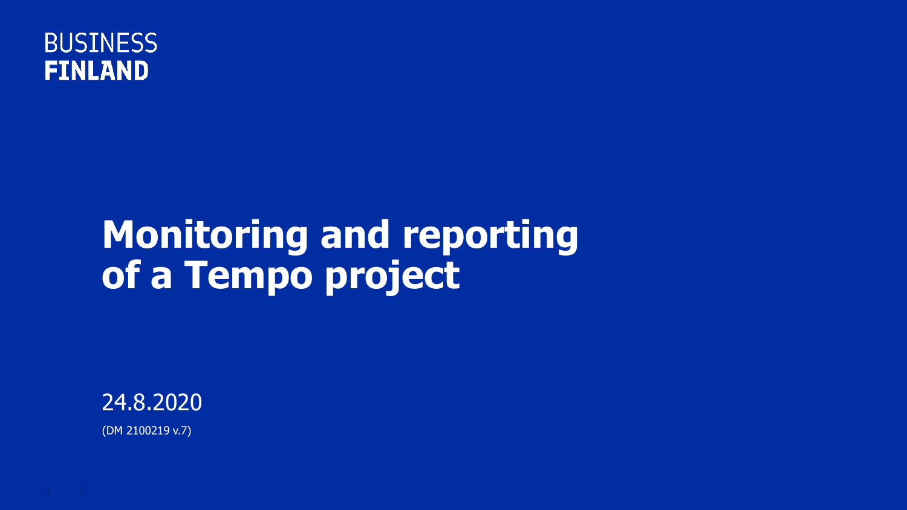BUSINESS
**FINLAND**

# Monitoring and reporting of a Tempo project

24.8.2020

(DM 2100219 v.7)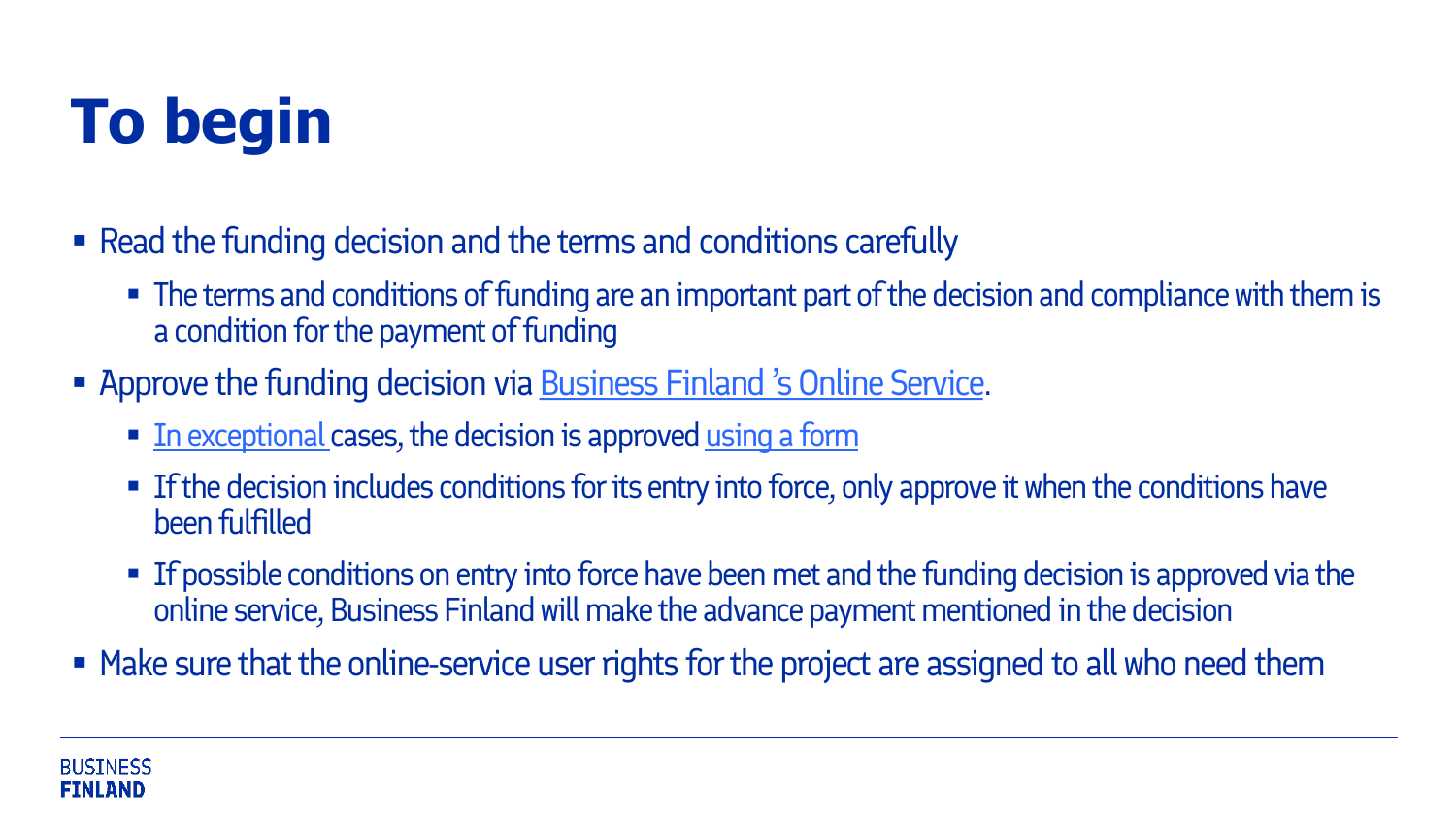# To begin

- Read the funding decision and the terms and conditions carefully
  - The terms and conditions of funding are an important part of the decision and compliance with them is a condition for the payment of funding
- Approve the funding decision via Business Finland 's Online Service.
  - In exceptional cases, the decision is approved using a form
  - If the decision includes conditions for its entry into force, only approve it when the conditions have been fulfilled
  - If possible conditions on entry into force have been met and the funding decision is approved via the online service, Business Finland will make the advance payment mentioned in the decision
- Make sure that the online-service user rights for the project are assigned to all who need them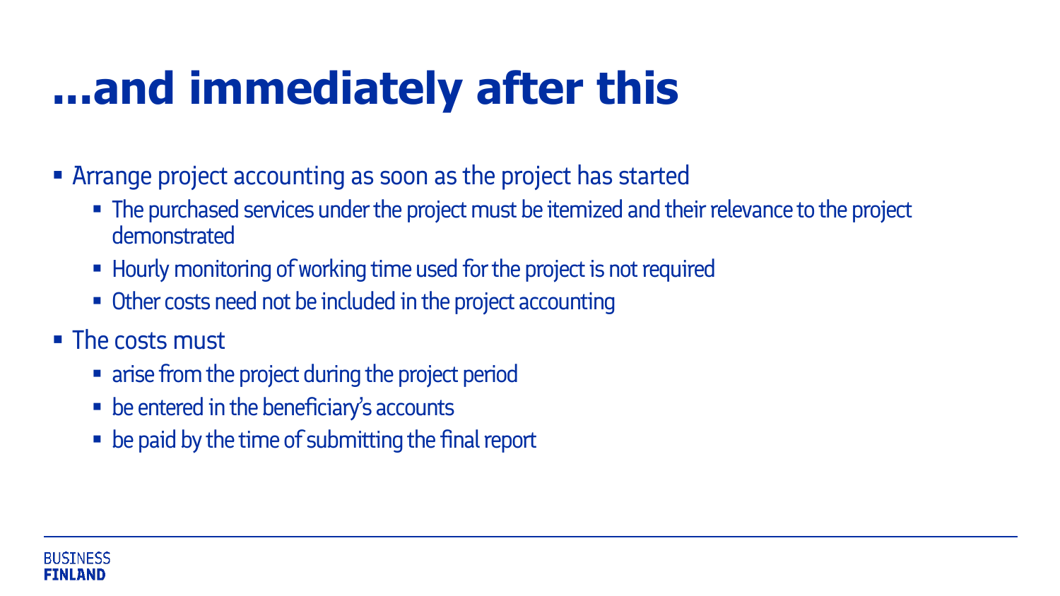# ...and immediately after this

- Arrange project accounting as soon as the project has started
  - The purchased services under the project must be itemized and their relevance to the project demonstrated
  - Hourly monitoring of working time used for the project is not required
  - Other costs need not be included in the project accounting
- The costs must
  - arise from the project during the project period
  - be entered in the beneficiary's accounts
  - be paid by the time of submitting the final report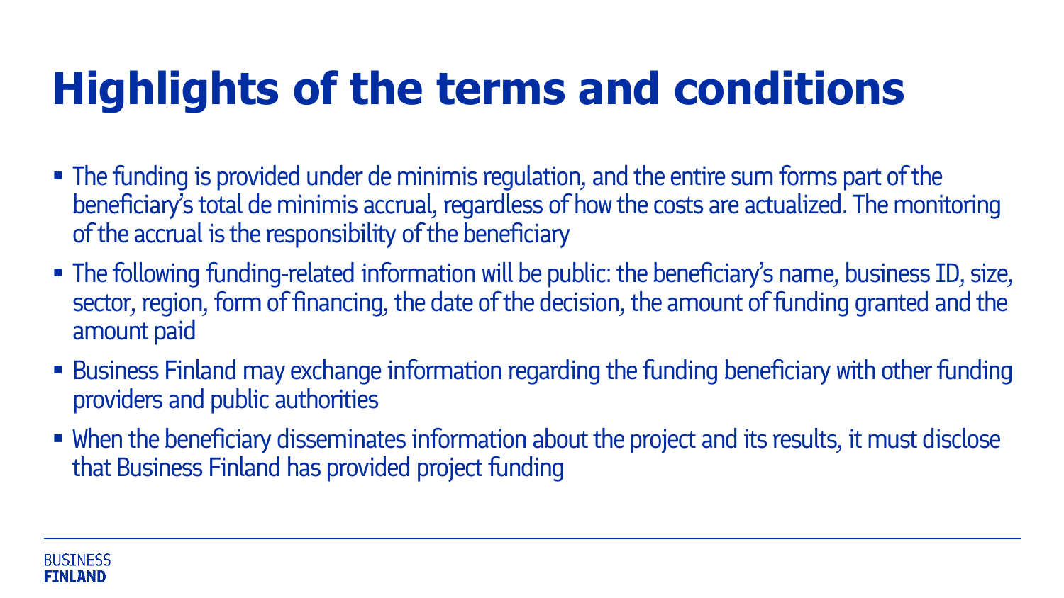# Highlights of the terms and conditions

- The funding is provided under de minimis regulation, and the entire sum forms part of the beneficiary's total de minimis accrual, regardless of how the costs are actualized. The monitoring of the accrual is the responsibility of the beneficiary
- The following funding-related information will be public: the beneficiary's name, business ID, size, sector, region, form of financing, the date of the decision, the amount of funding granted and the amount paid
- Business Finland may exchange information regarding the funding beneficiary with other funding providers and public authorities
- When the beneficiary disseminates information about the project and its results, it must disclose that Business Finland has provided project funding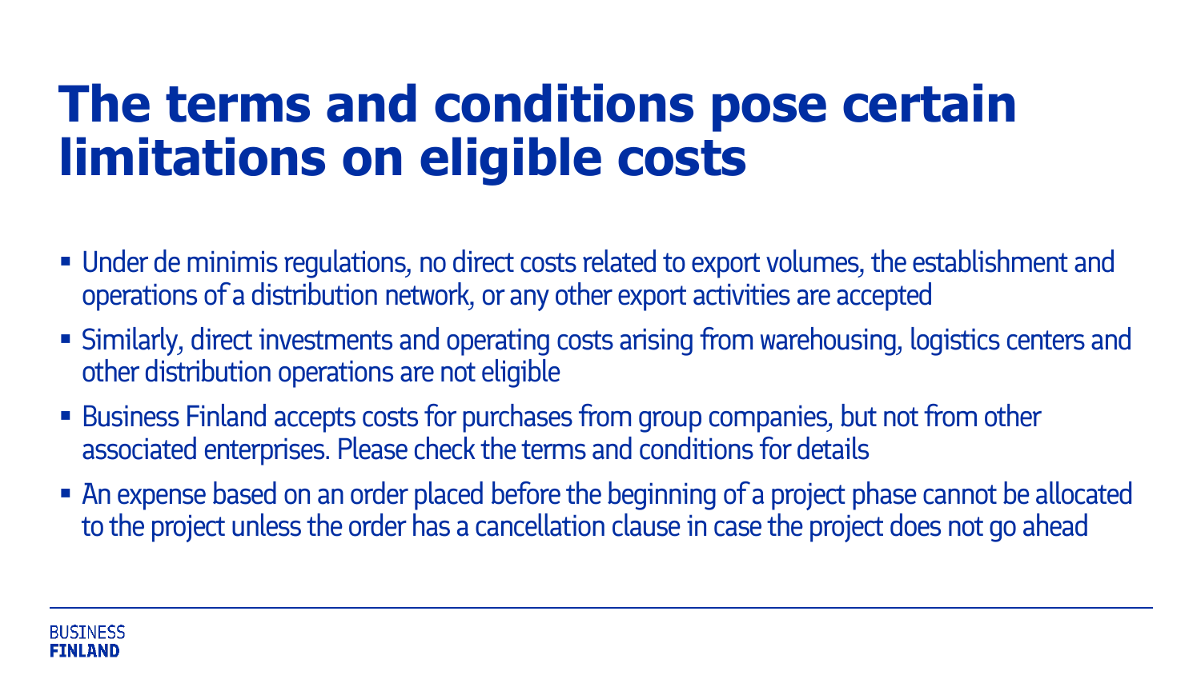# The terms and conditions pose certain limitations on eligible costs

- Under de minimis regulations, no direct costs related to export volumes, the establishment and operations of a distribution network, or any other export activities are accepted
- Similarly, direct investments and operating costs arising from warehousing, logistics centers and other distribution operations are not eligible
- Business Finland accepts costs for purchases from group companies, but not from other associated enterprises. Please check the terms and conditions for details
- An expense based on an order placed before the beginning of a project phase cannot be allocated to the project unless the order has a cancellation clause in case the project does not go ahead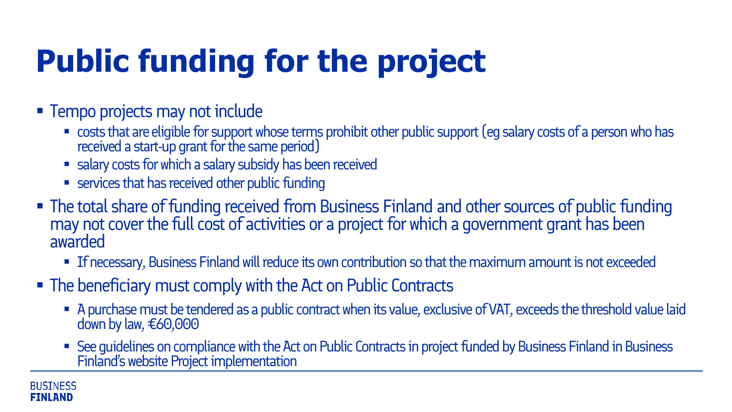# Public funding for the project

- Tempo projects may not include
  - costs that are eligible for support whose terms prohibit other public support (eg salary costs of a person who has received a start-up grant for the same period)
  - salary costs for which a salary subsidy has been received
  - services that has received other public funding
- The total share of funding received from Business Finland and other sources of public funding may not cover the full cost of activities or a project for which a government grant has been awarded
  - If necessary, Business Finland will reduce its own contribution so that the maximum amount is not exceeded
- The beneficiary must comply with the Act on Public Contracts
  - A purchase must be tendered as a public contract when its value, exclusive of VAT, exceeds the threshold value laid down by law, €60,000
  - See guidelines on compliance with the Act on Public Contracts in project funded by Business Finland in Business Finland's website Project implementation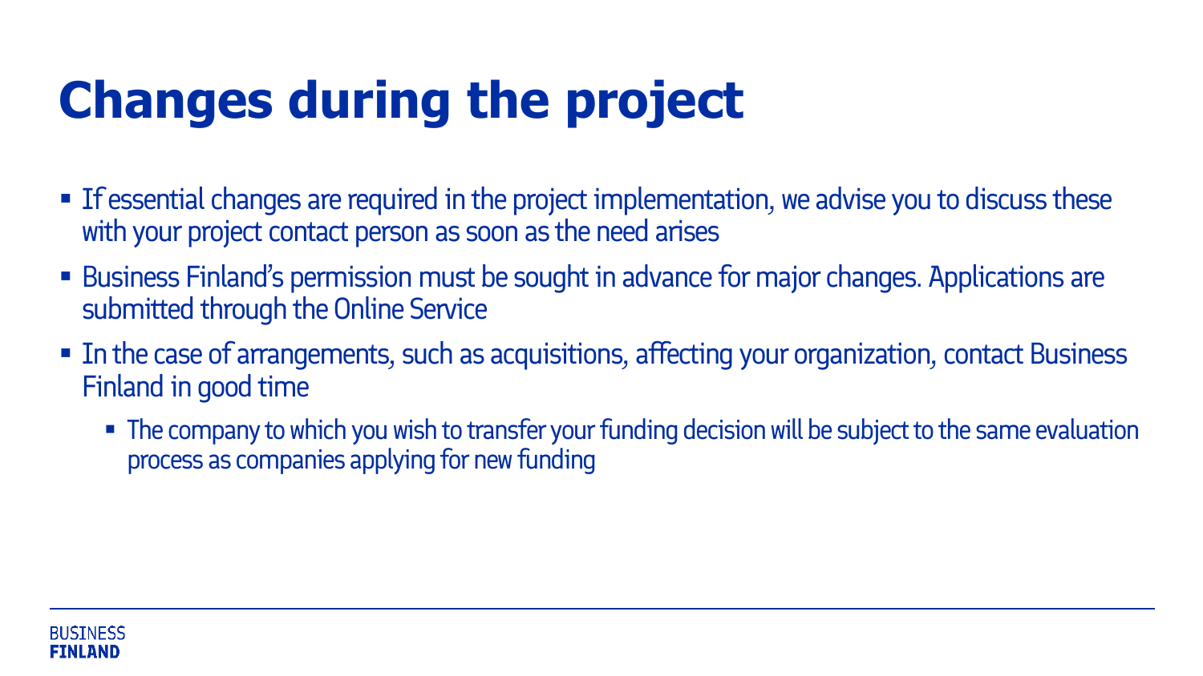# Changes during the project

- If essential changes are required in the project implementation, we advise you to discuss these with your project contact person as soon as the need arises
- Business Finland's permission must be sought in advance for major changes. Applications are submitted through the Online Service
- In the case of arrangements, such as acquisitions, affecting your organization, contact Business Finland in good time
  - The company to which you wish to transfer your funding decision will be subject to the same evaluation process as companies applying for new funding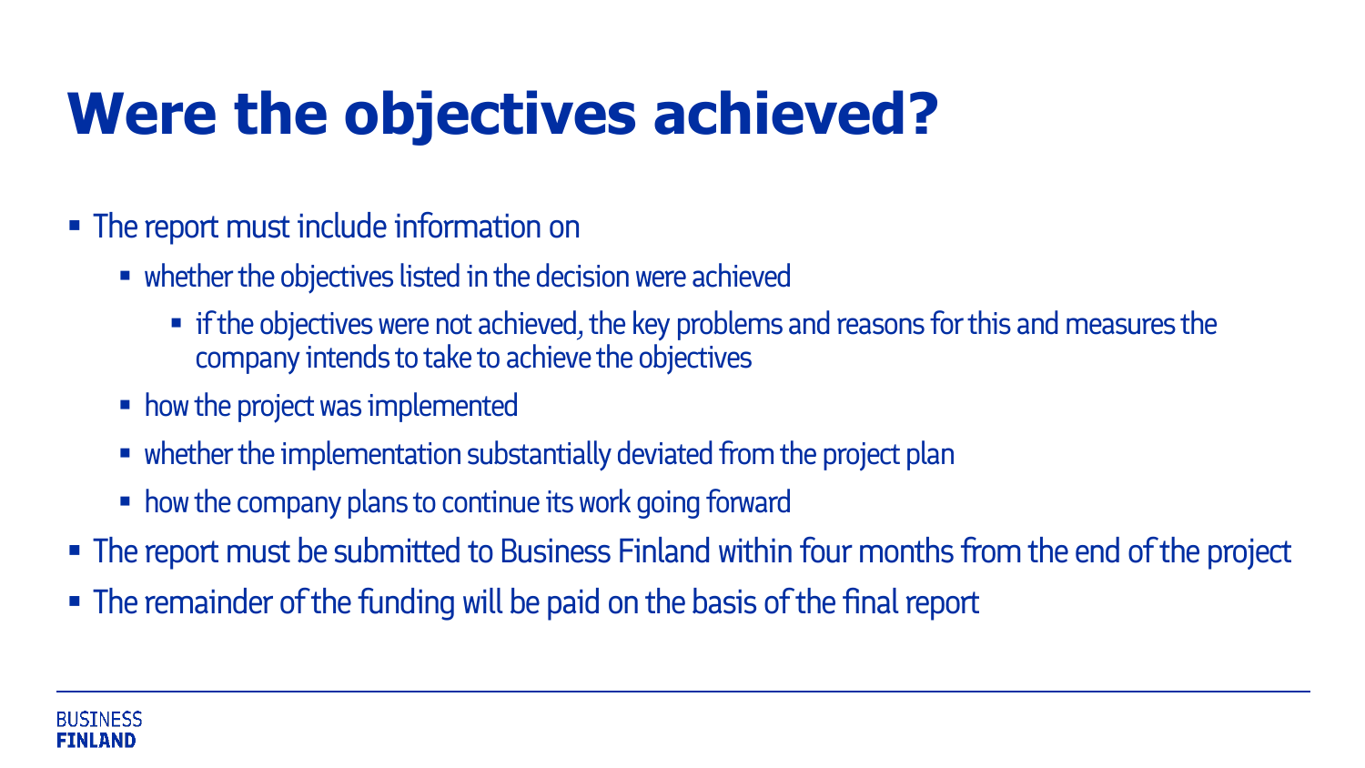# Were the objectives achieved?

- The report must include information on
  - whether the objectives listed in the decision were achieved
    - if the objectives were not achieved, the key problems and reasons for this and measures the company intends to take to achieve the objectives
  - how the project was implemented
  - whether the implementation substantially deviated from the project plan
  - how the company plans to continue its work going forward
- The report must be submitted to Business Finland within four months from the end of the project
- The remainder of the funding will be paid on the basis of the final report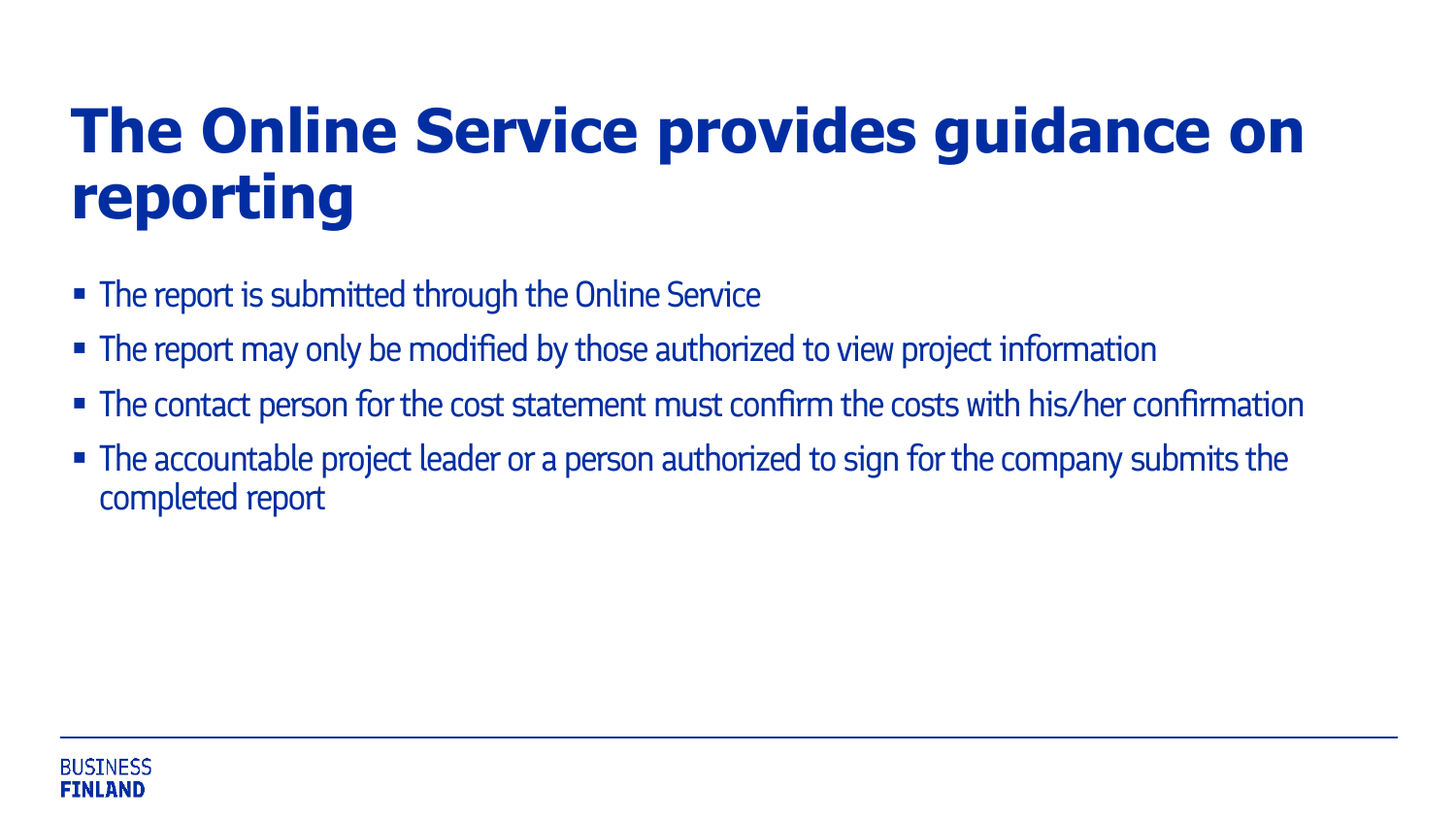# The Online Service provides guidance on reporting

- The report is submitted through the Online Service
- The report may only be modified by those authorized to view project information
- The contact person for the cost statement must confirm the costs with his/her confirmation
- The accountable project leader or a person authorized to sign for the company submits the completed report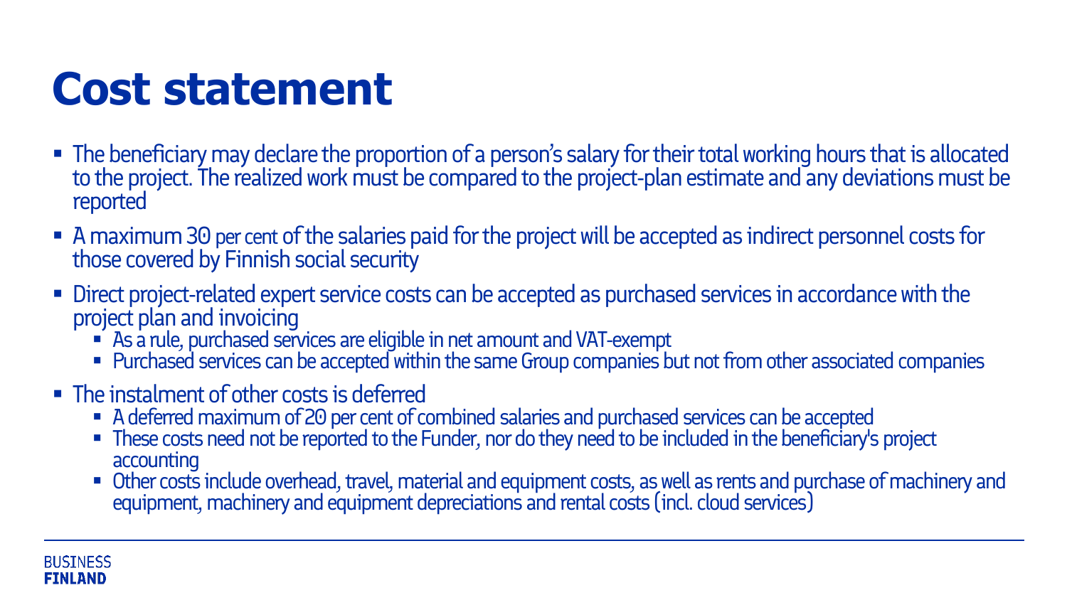# Cost statement

- The beneficiary may declare the proportion of a person's salary for their total working hours that is allocated to the project. The realized work must be compared to the project-plan estimate and any deviations must be reported
- A maximum 30 per cent of the salaries paid for the project will be accepted as indirect personnel costs for those covered by Finnish social security
- Direct project-related expert service costs can be accepted as purchased services in accordance with the project plan and invoicing
  - As a rule, purchased services are eligible in net amount and VAT-exempt
  - Purchased services can be accepted within the same Group companies but not from other associated companies
- The instalment of other costs is deferred
  - A deferred maximum of 20 per cent of combined salaries and purchased services can be accepted
  - These costs need not be reported to the Funder, nor do they need to be included in the beneficiary's project accounting
  - Other costs include overhead, travel, material and equipment costs, as well as rents and purchase of machinery and equipment, machinery and equipment depreciations and rental costs (incl. cloud services)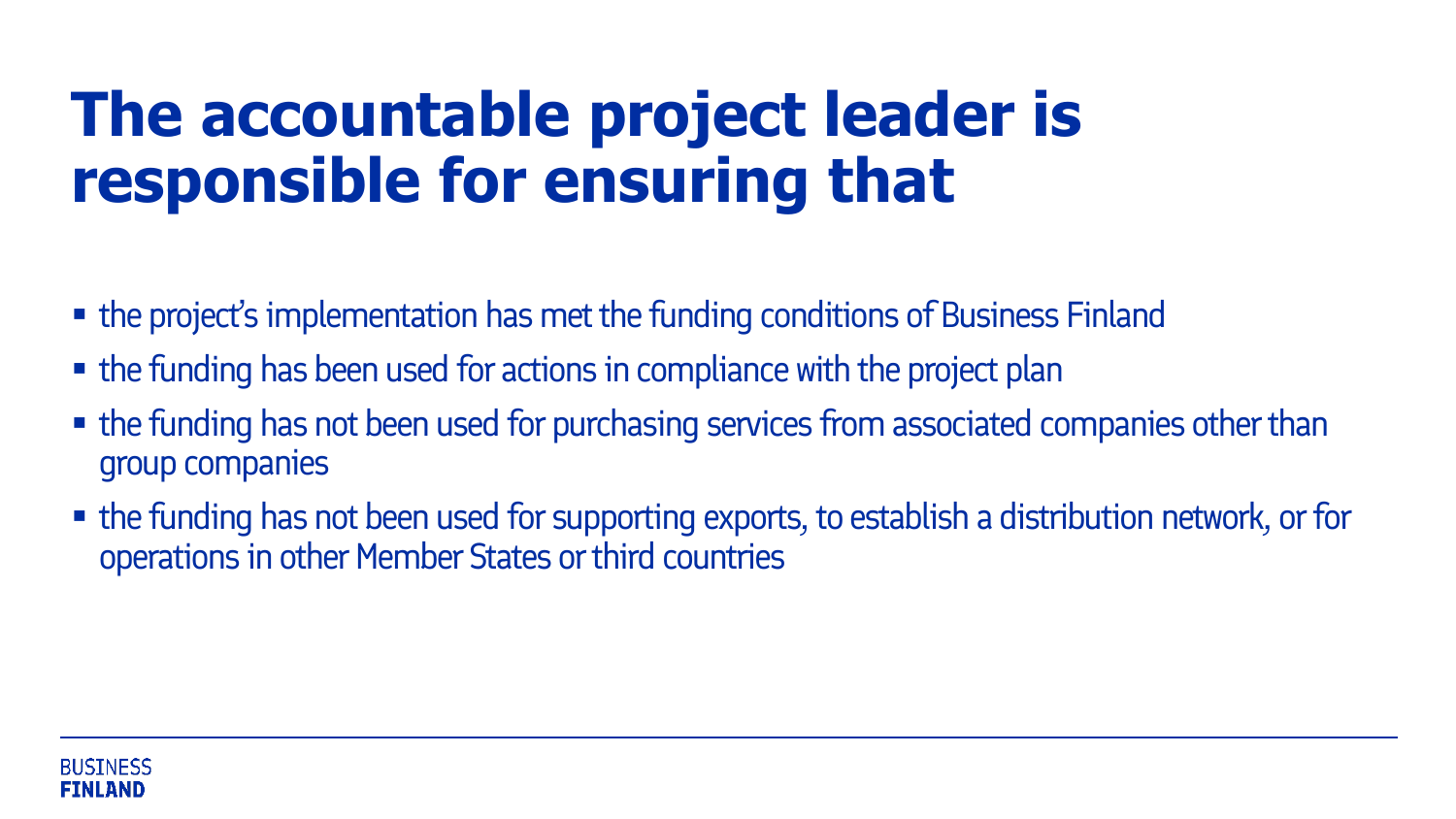# The accountable project leader is responsible for ensuring that

- the project's implementation has met the funding conditions of Business Finland
- the funding has been used for actions in compliance with the project plan
- the funding has not been used for purchasing services from associated companies other than group companies
- the funding has not been used for supporting exports, to establish a distribution network, or for operations in other Member States or third countries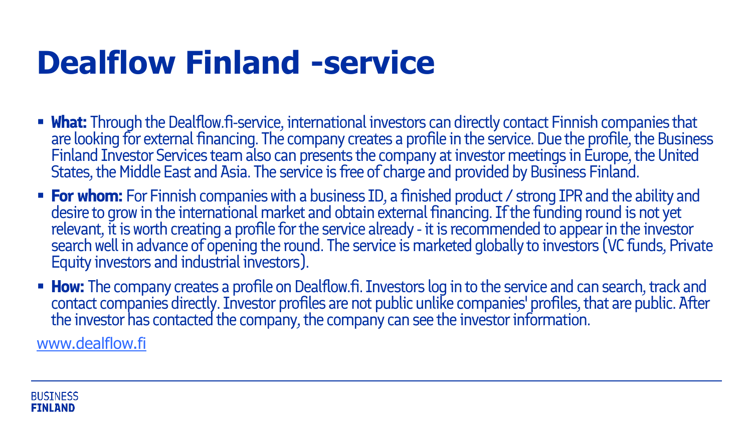# Dealflow Finland -service

- **What:** Through the Dealflow.fi-service, international investors can directly contact Finnish companies that are looking for external financing. The company creates a profile in the service. Due the profile, the Business Finland Investor Services team also can presents the company at investor meetings in Europe, the United States, the Middle East and Asia. The service is free of charge and provided by Business Finland.
- **For whom:** For Finnish companies with a business ID, a finished product / strong IPR and the ability and desire to grow in the international market and obtain external financing. If the funding round is not yet relevant, it is worth creating a profile for the service already - it is recommended to appear in the investor search well in advance of opening the round. The service is marketed globally to investors (VC funds, Private Equity investors and industrial investors).
- **How:** The company creates a profile on Dealflow.fi. Investors log in to the service and can search, track and contact companies directly. Investor profiles are not public unlike companies' profiles, that are public. After the investor has contacted the company, the company can see the investor information.

www.dealflow.fi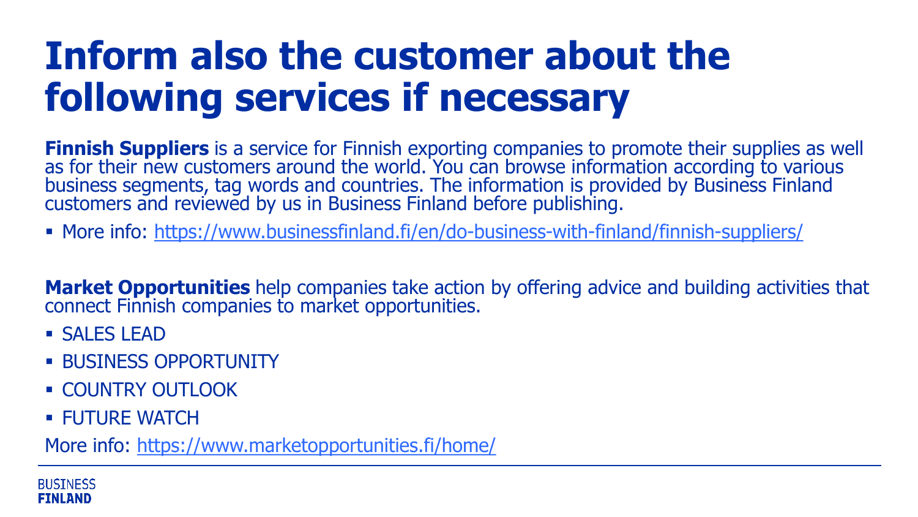# Inform also the customer about the following services if necessary

**Finnish Suppliers** is a service for Finnish exporting companies to promote their supplies as well as for their new customers around the world. You can browse information according to various business segments, tag words and countries. The information is provided by Business Finland customers and reviewed by us in Business Finland before publishing.

- More info: https://www.businessfinland.fi/en/do-business-with-finland/finnish-suppliers/

**Market Opportunities** help companies take action by offering advice and building activities that connect Finnish companies to market opportunities.

- SALES LEAD
- BUSINESS OPPORTUNITY
- COUNTRY OUTLOOK
- FUTURE WATCH

More info: https://www.marketopportunities.fi/home/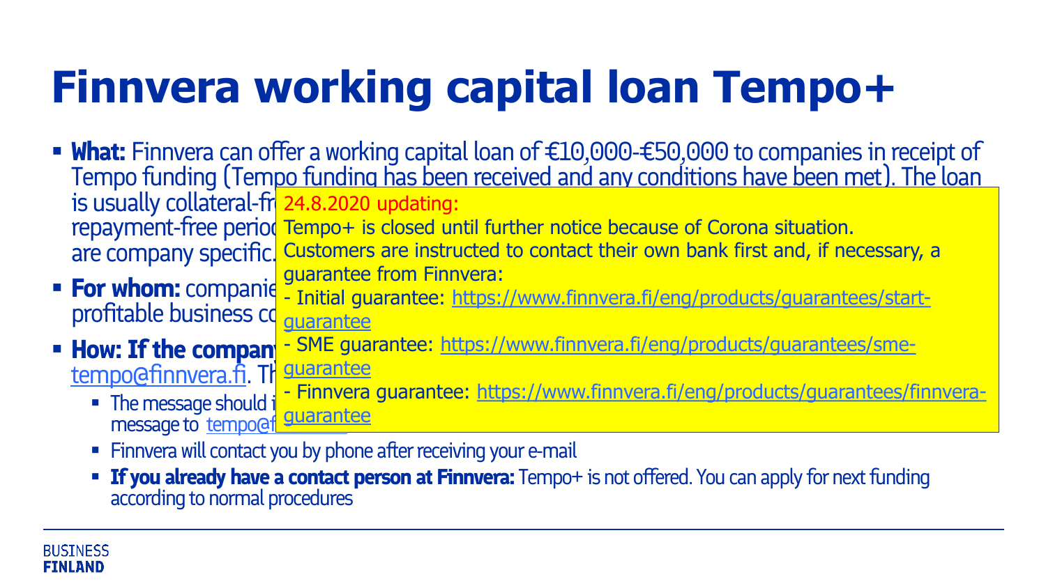# Finnvera working capital loan Tempo+

- **What:** Finnvera can offer a working capital loan of €10,000-€50,000 to companies in receipt of Tempo funding (Tempo funding has been received and any conditions have been met). The loan is usually collateral-fr
repayment-free perio
are company specific.
- **For whom:** companie
profitable business co
- **How: If the company**
tempo@finnvera.fi. Th
  - The message should i
message to tempo@f
  - Finnvera will contact you by phone after receiving your e-mail
  - **If you already have a contact person at Finnvera:** Tempo+ is not offered. You can apply for next funding according to normal procedures

24.8.2020 updating:

Tempo+ is closed until further notice because of Corona situation.

Customers are instructed to contact their own bank first and, if necessary, a guarantee from Finnvera:

- Initial guarantee: https://www.finnvera.fi/eng/products/guarantees/start-guarantee
- SME guarantee: https://www.finnvera.fi/eng/products/guarantees/sme-guarantee
- Finnvera guarantee: https://www.finnvera.fi/eng/products/guarantees/finnvera-guarantee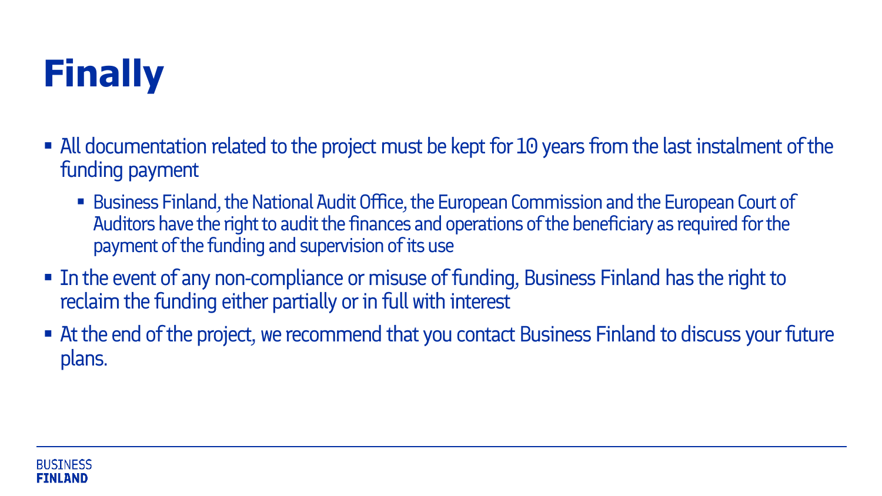# Finally

- All documentation related to the project must be kept for 10 years from the last instalment of the funding payment
  - Business Finland, the National Audit Office, the European Commission and the European Court of Auditors have the right to audit the finances and operations of the beneficiary as required for the payment of the funding and supervision of its use
- In the event of any non-compliance or misuse of funding, Business Finland has the right to reclaim the funding either partially or in full with interest
- At the end of the project, we recommend that you contact Business Finland to discuss your future plans.